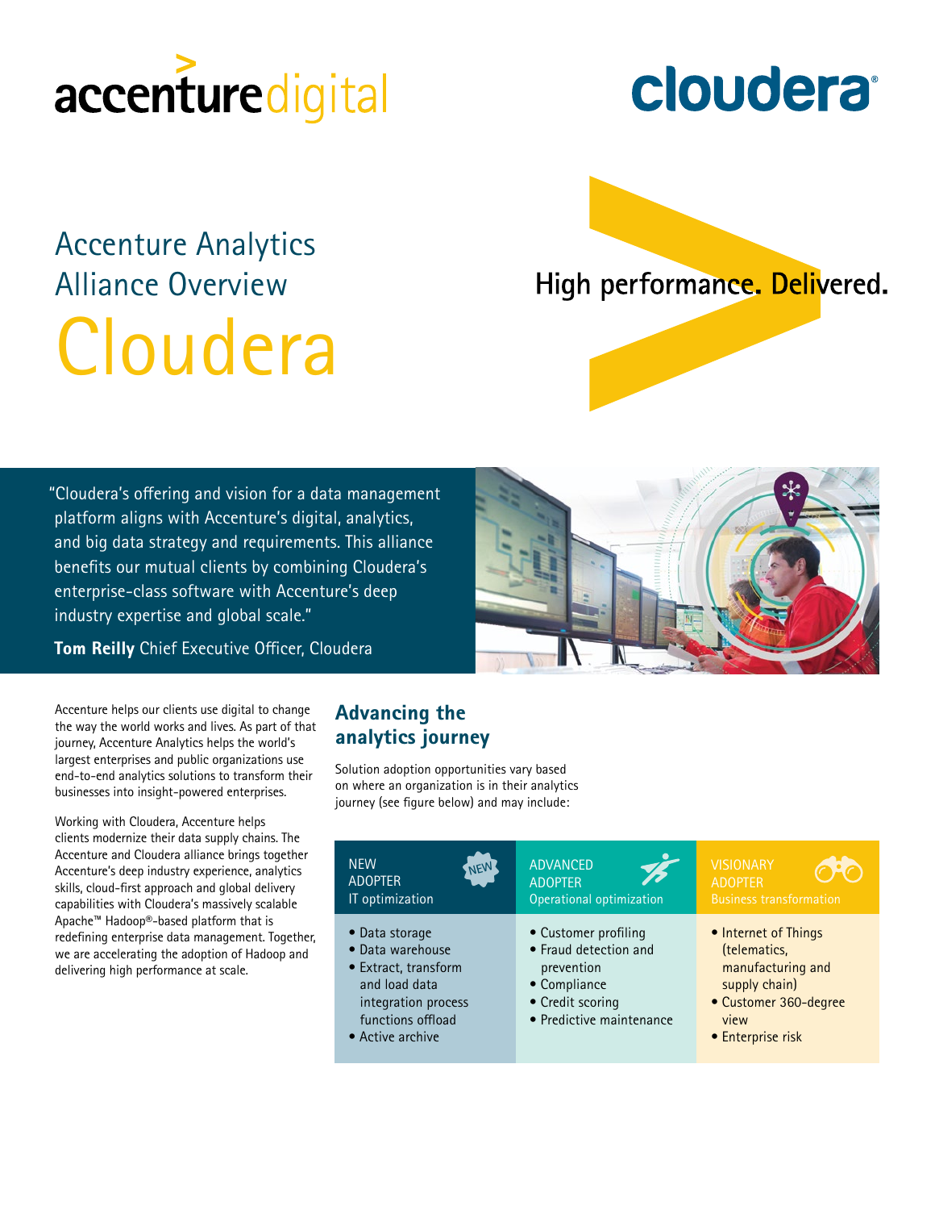accenture digital

cloudera

# Accenture Analytics Alliance Overview

# Cloudera

High performance. Delivered.

"Cloudera's offering and vision for a data management platform aligns with Accenture's digital, analytics, and big data strategy and requirements. This alliance benefits our mutual clients by combining Cloudera's enterprise-class software with Accenture's deep industry expertise and global scale."

**Tom Reilly** Chief Executive Officer, Cloudera

Accenture helps our clients use digital to change the way the world works and lives. As part of that journey, Accenture Analytics helps the world's largest enterprises and public organizations use end-to-end analytics solutions to transform their businesses into insight-powered enterprises.

Working with Cloudera, Accenture helps clients modernize their data supply chains. The Accenture and Cloudera alliance brings together Accenture's deep industry experience, analytics skills, cloud-first approach and global delivery capabilities with Cloudera's massively scalable Apache™ Hadoop®-based platform that is redefining enterprise data management. Together, we are accelerating the adoption of Hadoop and delivering high performance at scale.

## Advancing the analytics journey

Solution adoption opportunities vary based on where an organization is in their analytics journey (see figure below) and may include:

| NEW ADOPTER<br>IT optimization | ADVANCED ADOPTER<br>Operational optimization | VISIONARY ADOPTER<br>Business transformation |
|---|---|---|
| • Data storage<br>• Data warehouse<br>• Extract, transform and load data integration process functions offload<br>• Active archive | • Customer profiling<br>• Fraud detection and prevention<br>• Compliance<br>• Credit scoring<br>• Predictive maintenance | • Internet of Things (telematics, manufacturing and supply chain)<br>• Customer 360-degree view<br>• Enterprise risk |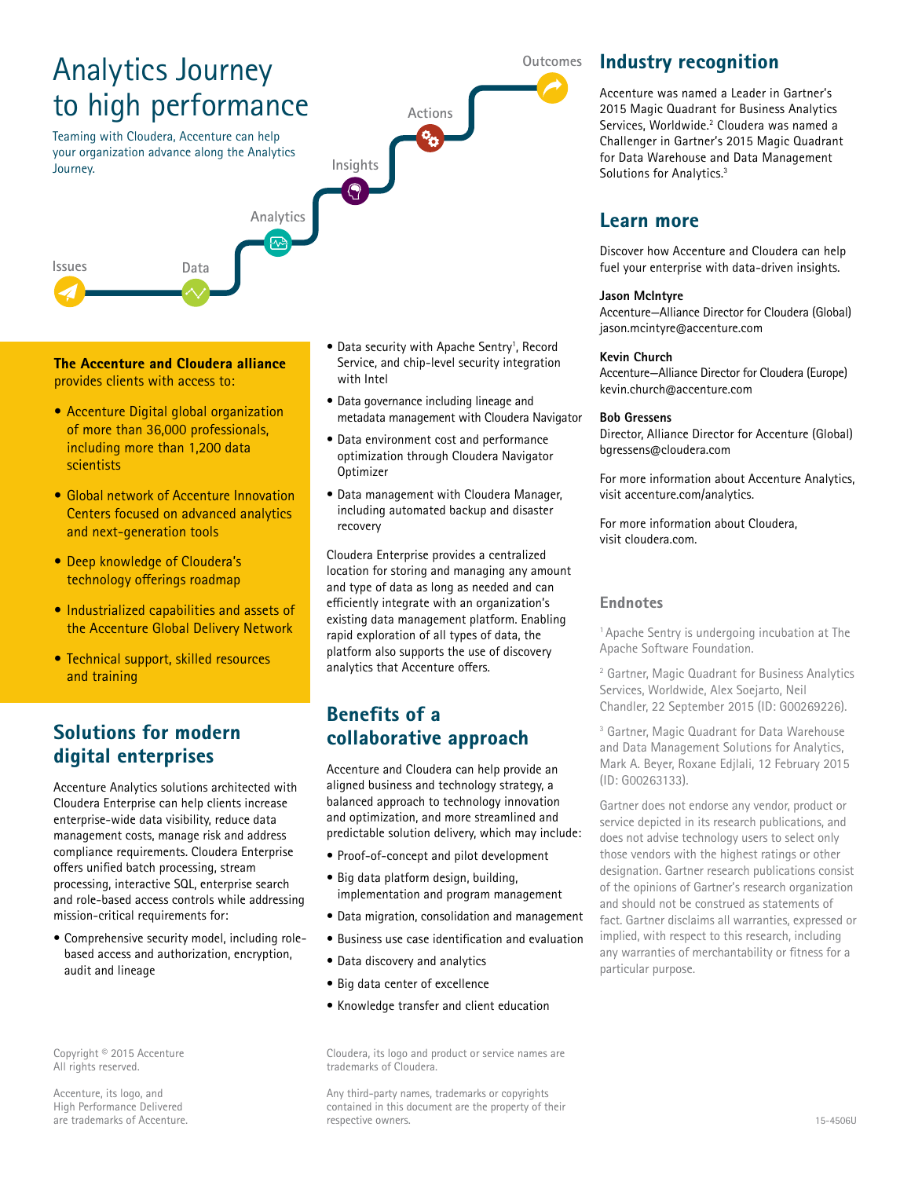# Analytics Journey to high performance

Teaming with Cloudera, Accenture can help your organization advance along the Analytics Journey.

Issues
Data
Analytics
Insights
Actions
Outcomes

**The Accenture and Cloudera alliance** provides clients with access to:

- Accenture Digital global organization of more than 36,000 professionals, including more than 1,200 data scientists
- Global network of Accenture Innovation Centers focused on advanced analytics and next-generation tools
- Deep knowledge of Cloudera's technology offerings roadmap
- Industrialized capabilities and assets of the Accenture Global Delivery Network
- Technical support, skilled resources and training

## Solutions for modern digital enterprises

Accenture Analytics solutions architected with Cloudera Enterprise can help clients increase enterprise-wide data visibility, reduce data management costs, manage risk and address compliance requirements. Cloudera Enterprise offers unified batch processing, stream processing, interactive SQL, enterprise search and role-based access controls while addressing mission-critical requirements for:

- Comprehensive security model, including role-based access and authorization, encryption, audit and lineage
- Data security with Apache Sentry[1], Record Service, and chip-level security integration with Intel
- Data governance including lineage and metadata management with Cloudera Navigator
- Data environment cost and performance optimization through Cloudera Navigator Optimizer
- Data management with Cloudera Manager, including automated backup and disaster recovery

Cloudera Enterprise provides a centralized location for storing and managing any amount and type of data as long as needed and can efficiently integrate with an organization's existing data management platform. Enabling rapid exploration of all types of data, the platform also supports the use of discovery analytics that Accenture offers.

## Benefits of a collaborative approach

Accenture and Cloudera can help provide an aligned business and technology strategy, a balanced approach to technology innovation and optimization, and more streamlined and predictable solution delivery, which may include:

- Proof-of-concept and pilot development
- Big data platform design, building, implementation and program management
- Data migration, consolidation and management
- Business use case identification and evaluation
- Data discovery and analytics
- Big data center of excellence
- Knowledge transfer and client education

## Industry recognition

Accenture was named a Leader in Gartner's 2015 Magic Quadrant for Business Analytics Services, Worldwide.[2] Cloudera was named a Challenger in Gartner's 2015 Magic Quadrant for Data Warehouse and Data Management Solutions for Analytics.[3]

## Learn more

Discover how Accenture and Cloudera can help fuel your enterprise with data-driven insights.

**Jason McIntyre**
Accenture—Alliance Director for Cloudera (Global)
jason.mcintyre@accenture.com

**Kevin Church**
Accenture—Alliance Director for Cloudera (Europe)
kevin.church@accenture.com

**Bob Gressens**
Director, Alliance Director for Accenture (Global)
bgressens@cloudera.com

For more information about Accenture Analytics, visit accenture.com/analytics.

For more information about Cloudera, visit cloudera.com.

### Endnotes

[1] Apache Sentry is undergoing incubation at The Apache Software Foundation.

[2] Gartner, Magic Quadrant for Business Analytics Services, Worldwide, Alex Soejarto, Neil Chandler, 22 September 2015 (ID: G00269226).

[3] Gartner, Magic Quadrant for Data Warehouse and Data Management Solutions for Analytics, Mark A. Beyer, Roxane Edjlali, 12 February 2015 (ID: G00263133).

Gartner does not endorse any vendor, product or service depicted in its research publications, and does not advise technology users to select only those vendors with the highest ratings or other designation. Gartner research publications consist of the opinions of Gartner's research organization and should not be construed as statements of fact. Gartner disclaims all warranties, expressed or implied, with respect to this research, including any warranties of merchantability or fitness for a particular purpose.

Copyright © 2015 Accenture
All rights reserved.

Accenture, its logo, and High Performance Delivered are trademarks of Accenture.

Cloudera, its logo and product or service names are trademarks of Cloudera.

Any third-party names, trademarks or copyrights contained in this document are the property of their respective owners.

15-4506U